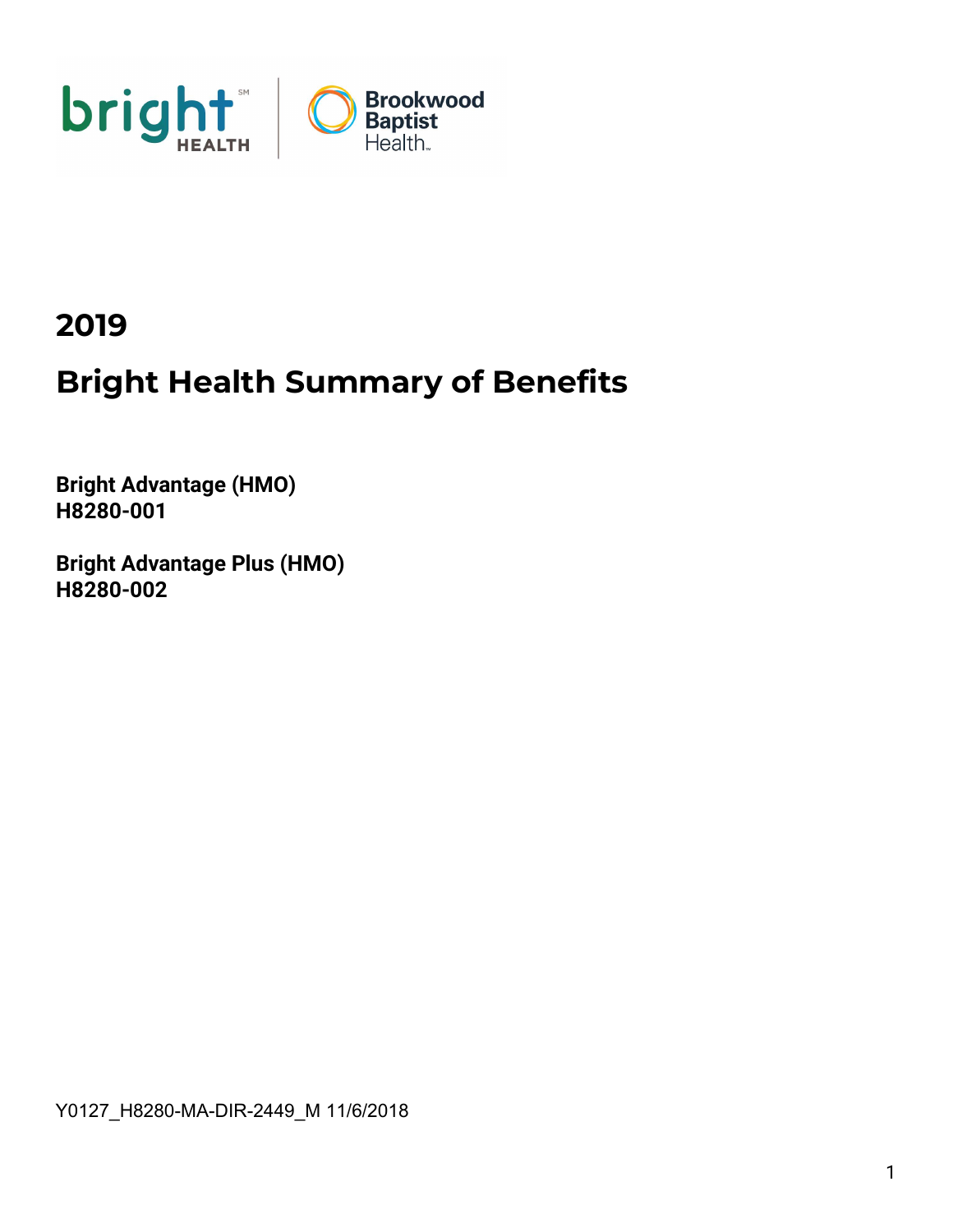# 2019

# Bright Health Summary of Benefits

**Bright Advantage (HMO)**
**H8280-001**

**Bright Advantage Plus (HMO)**
**H8280-002**

Y0127_H8280-MA-DIR-2449_M 11/6/2018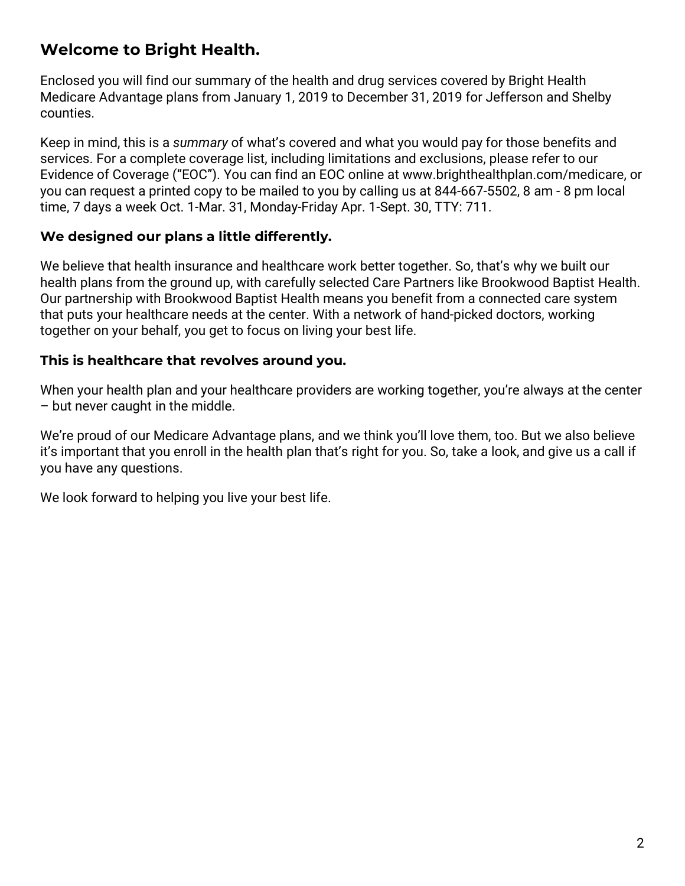## Welcome to Bright Health.

Enclosed you will find our summary of the health and drug services covered by Bright Health Medicare Advantage plans from January 1, 2019 to December 31, 2019 for Jefferson and Shelby counties.

Keep in mind, this is a *summary* of what's covered and what you would pay for those benefits and services. For a complete coverage list, including limitations and exclusions, please refer to our Evidence of Coverage ("EOC"). You can find an EOC online at www.brighthealthplan.com/medicare, or you can request a printed copy to be mailed to you by calling us at 844-667-5502, 8 am - 8 pm local time, 7 days a week Oct. 1-Mar. 31, Monday-Friday Apr. 1-Sept. 30, TTY: 711.

### We designed our plans a little differently.

We believe that health insurance and healthcare work better together. So, that's why we built our health plans from the ground up, with carefully selected Care Partners like Brookwood Baptist Health. Our partnership with Brookwood Baptist Health means you benefit from a connected care system that puts your healthcare needs at the center. With a network of hand-picked doctors, working together on your behalf, you get to focus on living your best life.

### This is healthcare that revolves around you.

When your health plan and your healthcare providers are working together, you're always at the center – but never caught in the middle.

We're proud of our Medicare Advantage plans, and we think you'll love them, too. But we also believe it's important that you enroll in the health plan that's right for you. So, take a look, and give us a call if you have any questions.

We look forward to helping you live your best life.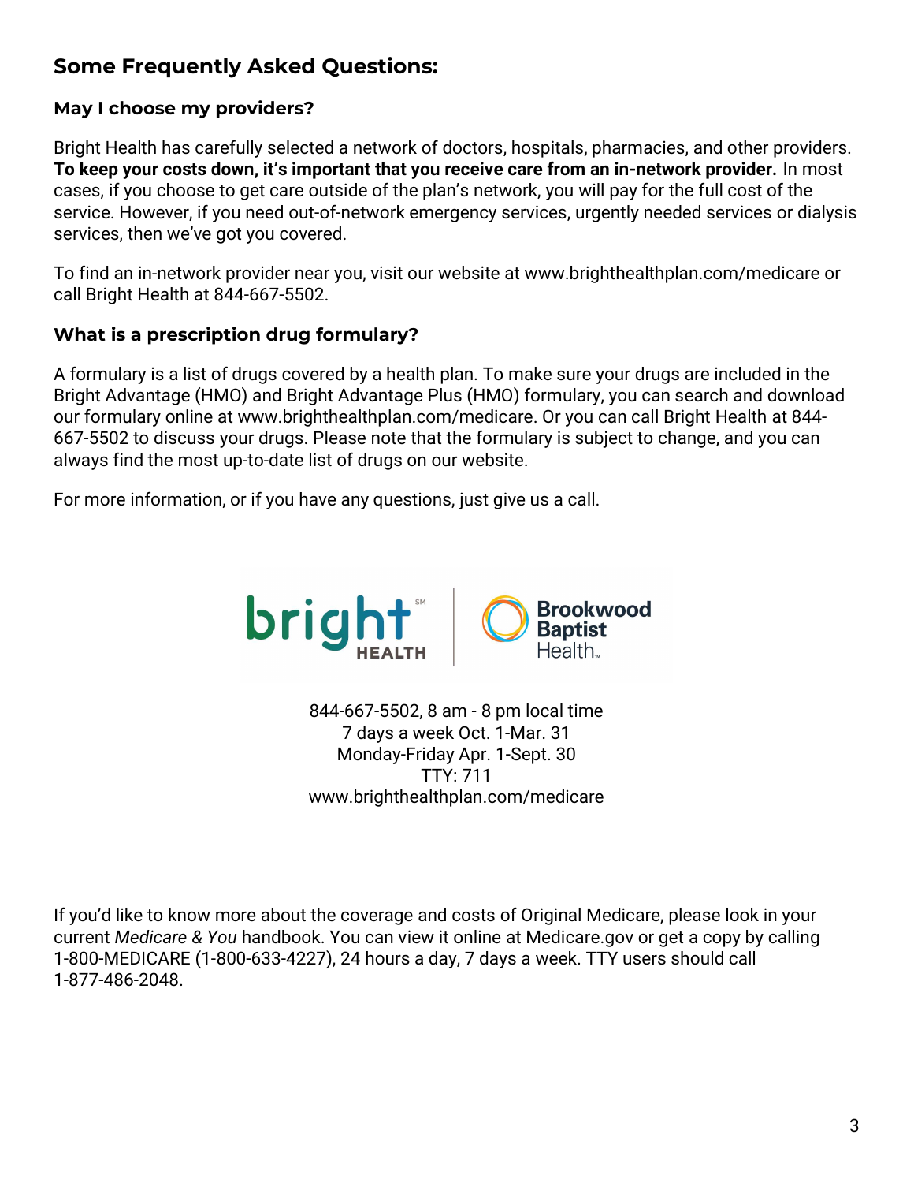## Some Frequently Asked Questions:

### May I choose my providers?

Bright Health has carefully selected a network of doctors, hospitals, pharmacies, and other providers. **To keep your costs down, it's important that you receive care from an in-network provider.** In most cases, if you choose to get care outside of the plan's network, you will pay for the full cost of the service. However, if you need out-of-network emergency services, urgently needed services or dialysis services, then we've got you covered.

To find an in-network provider near you, visit our website at www.brighthealthplan.com/medicare or call Bright Health at 844-667-5502.

### What is a prescription drug formulary?

A formulary is a list of drugs covered by a health plan. To make sure your drugs are included in the Bright Advantage (HMO) and Bright Advantage Plus (HMO) formulary, you can search and download our formulary online at www.brighthealthplan.com/medicare. Or you can call Bright Health at 844-667-5502 to discuss your drugs. Please note that the formulary is subject to change, and you can always find the most up-to-date list of drugs on our website.

For more information, or if you have any questions, just give us a call.

bright HEALTH | Brookwood Baptist Health

844-667-5502, 8 am - 8 pm local time
7 days a week Oct. 1-Mar. 31
Monday-Friday Apr. 1-Sept. 30
TTY: 711
www.brighthealthplan.com/medicare

If you'd like to know more about the coverage and costs of Original Medicare, please look in your current *Medicare & You* handbook. You can view it online at Medicare.gov or get a copy by calling 1-800-MEDICARE (1-800-633-4227), 24 hours a day, 7 days a week. TTY users should call 1-877-486-2048.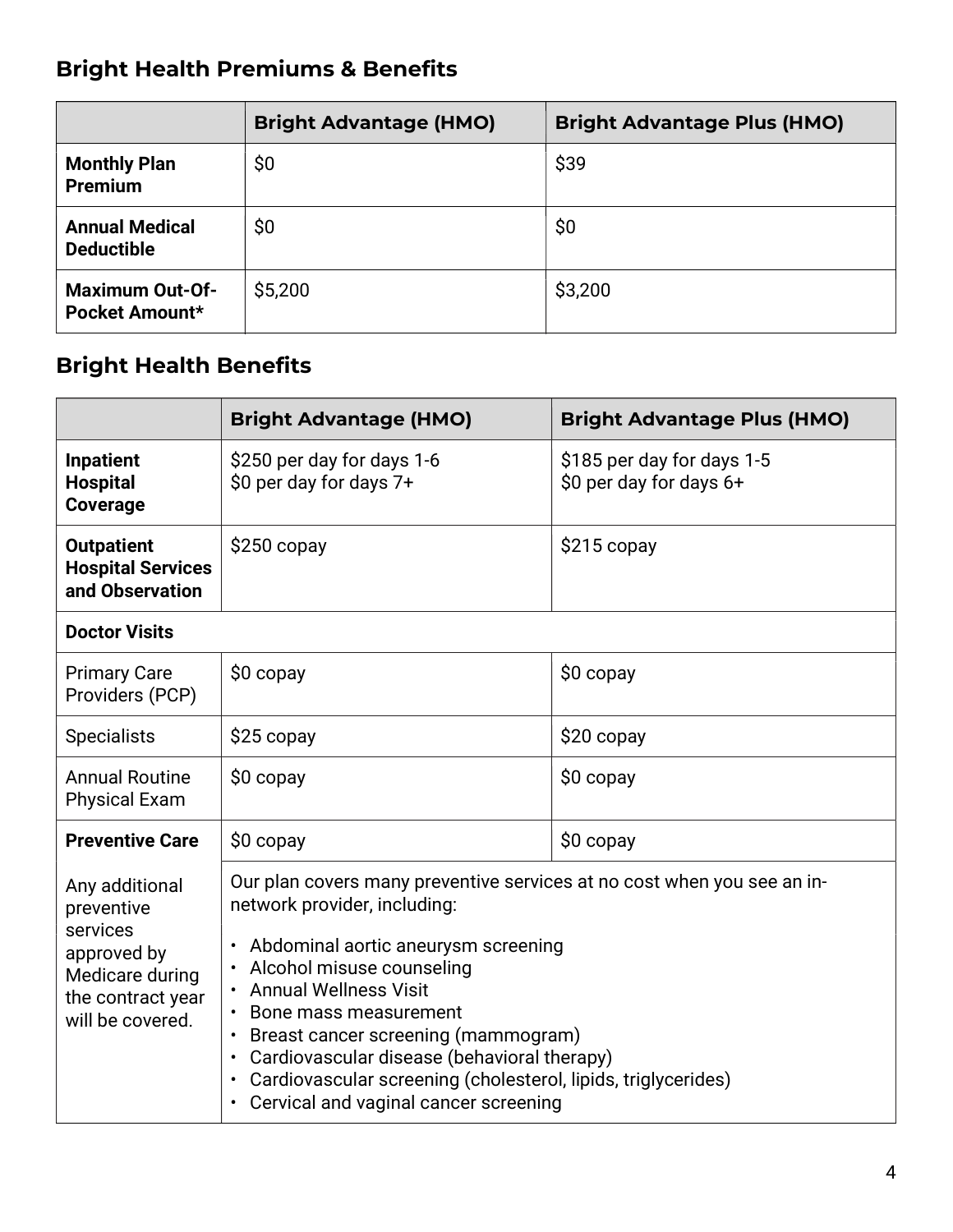## Bright Health Premiums & Benefits

| | Bright Advantage (HMO) | Bright Advantage Plus (HMO) |
|---|---|---|
| **Monthly Plan Premium** | $0 | $39 |
| **Annual Medical Deductible** | $0 | $0 |
| **Maximum Out-Of-Pocket Amount*** | $5,200 | $3,200 |

## Bright Health Benefits

| | Bright Advantage (HMO) | Bright Advantage Plus (HMO) |
|---|---|---|
| **Inpatient Hospital Coverage** | $250 per day for days 1-6<br>$0 per day for days 7+ | $185 per day for days 1-5<br>$0 per day for days 6+ |
| **Outpatient Hospital Services and Observation** | $250 copay | $215 copay |
| **Doctor Visits** | | |
| Primary Care Providers (PCP) | $0 copay | $0 copay |
| Specialists | $25 copay | $20 copay |
| Annual Routine Physical Exam | $0 copay | $0 copay |
| **Preventive Care** | $0 copay | $0 copay |
| Any additional preventive services approved by Medicare during the contract year will be covered. | Our plan covers many preventive services at no cost when you see an in-network provider, including:<br>• Abdominal aortic aneurysm screening<br>• Alcohol misuse counseling<br>• Annual Wellness Visit<br>• Bone mass measurement<br>• Breast cancer screening (mammogram)<br>• Cardiovascular disease (behavioral therapy)<br>• Cardiovascular screening (cholesterol, lipids, triglycerides)<br>• Cervical and vaginal cancer screening | |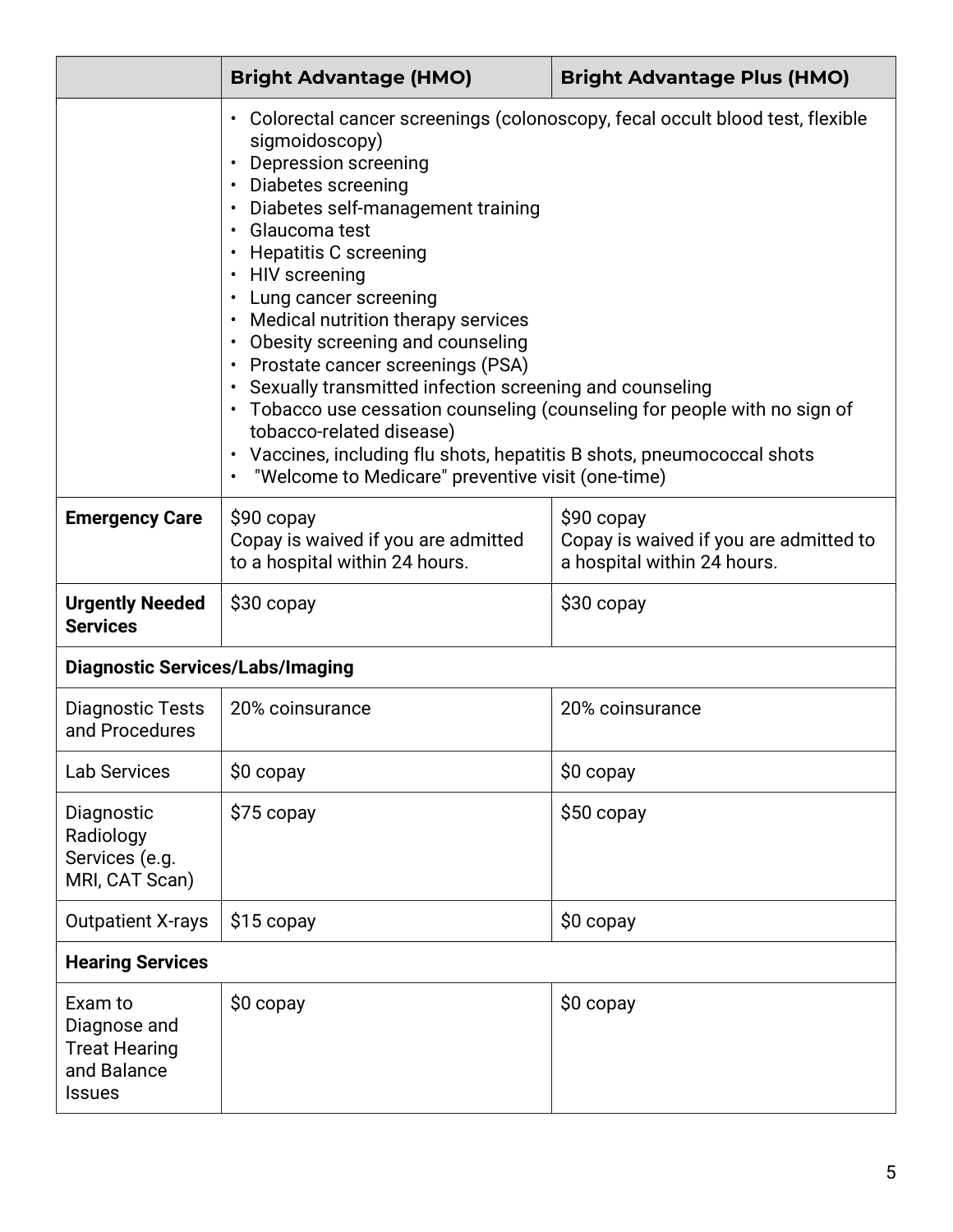| | Bright Advantage (HMO) | Bright Advantage Plus (HMO) |
|---|---|---|
| | • Colorectal cancer screenings (colonoscopy, fecal occult blood test, flexible sigmoidoscopy)<br>• Depression screening<br>• Diabetes screening<br>• Diabetes self-management training<br>• Glaucoma test<br>• Hepatitis C screening<br>• HIV screening<br>• Lung cancer screening<br>• Medical nutrition therapy services<br>• Obesity screening and counseling<br>• Prostate cancer screenings (PSA)<br>• Sexually transmitted infection screening and counseling<br>• Tobacco use cessation counseling (counseling for people with no sign of tobacco-related disease)<br>• Vaccines, including flu shots, hepatitis B shots, pneumococcal shots<br>• "Welcome to Medicare" preventive visit (one-time) | |
| **Emergency Care** | $90 copay<br>Copay is waived if you are admitted to a hospital within 24 hours. | $90 copay<br>Copay is waived if you are admitted to a hospital within 24 hours. |
| **Urgently Needed Services** | $30 copay | $30 copay |
| **Diagnostic Services/Labs/Imaging** | | |
| Diagnostic Tests and Procedures | 20% coinsurance | 20% coinsurance |
| Lab Services | $0 copay | $0 copay |
| Diagnostic Radiology Services (e.g. MRI, CAT Scan) | $75 copay | $50 copay |
| Outpatient X-rays | $15 copay | $0 copay |
| **Hearing Services** | | |
| Exam to Diagnose and Treat Hearing and Balance Issues | $0 copay | $0 copay |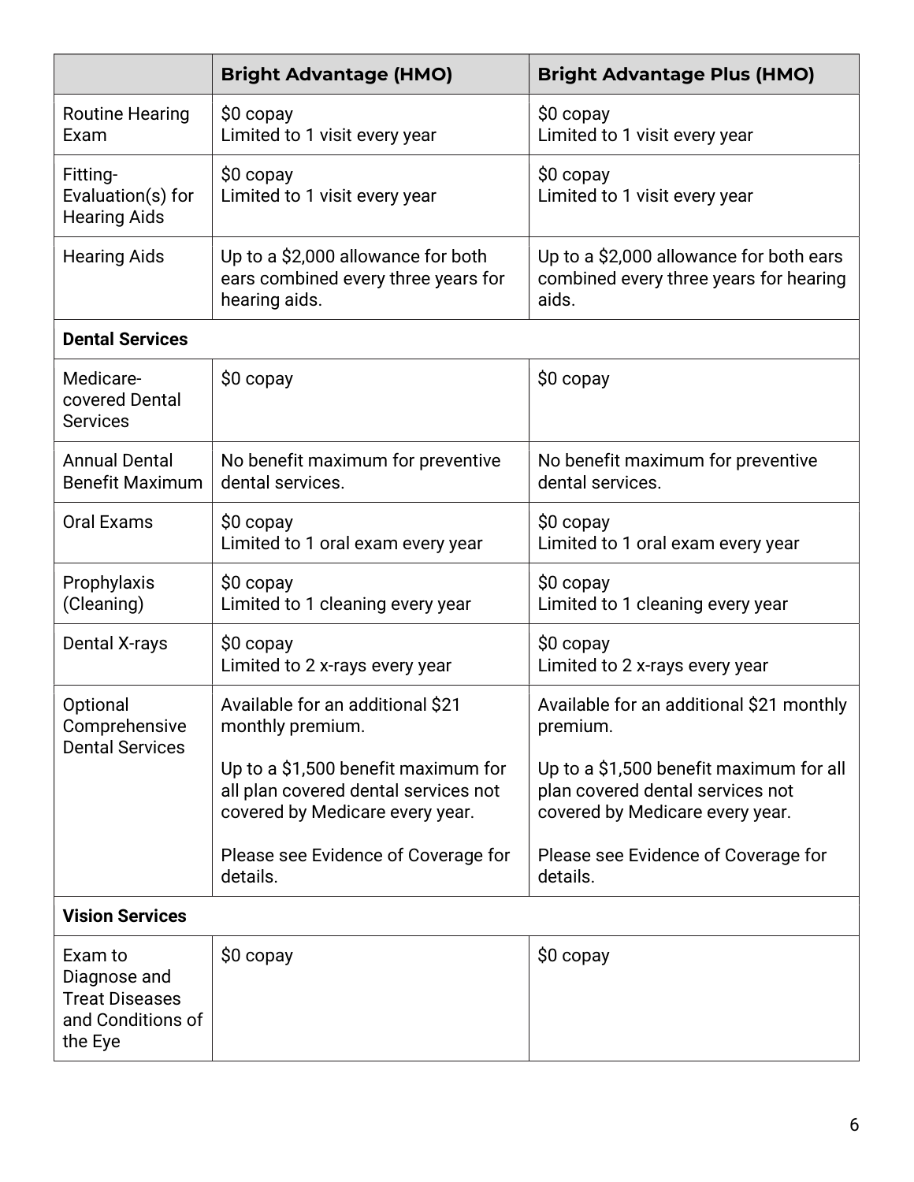| | Bright Advantage (HMO) | Bright Advantage Plus (HMO) |
|---|---|---|
| Routine Hearing Exam | $0 copay<br>Limited to 1 visit every year | $0 copay<br>Limited to 1 visit every year |
| Fitting-Evaluation(s) for Hearing Aids | $0 copay<br>Limited to 1 visit every year | $0 copay<br>Limited to 1 visit every year |
| Hearing Aids | Up to a $2,000 allowance for both ears combined every three years for hearing aids. | Up to a $2,000 allowance for both ears combined every three years for hearing aids. |
| **Dental Services** | | |
| Medicare-covered Dental Services | $0 copay | $0 copay |
| Annual Dental Benefit Maximum | No benefit maximum for preventive dental services. | No benefit maximum for preventive dental services. |
| Oral Exams | $0 copay<br>Limited to 1 oral exam every year | $0 copay<br>Limited to 1 oral exam every year |
| Prophylaxis (Cleaning) | $0 copay<br>Limited to 1 cleaning every year | $0 copay<br>Limited to 1 cleaning every year |
| Dental X-rays | $0 copay<br>Limited to 2 x-rays every year | $0 copay<br>Limited to 2 x-rays every year |
| Optional Comprehensive Dental Services | Available for an additional $21 monthly premium.<br><br>Up to a $1,500 benefit maximum for all plan covered dental services not covered by Medicare every year.<br><br>Please see Evidence of Coverage for details. | Available for an additional $21 monthly premium.<br><br>Up to a $1,500 benefit maximum for all plan covered dental services not covered by Medicare every year.<br><br>Please see Evidence of Coverage for details. |
| **Vision Services** | | |
| Exam to Diagnose and Treat Diseases and Conditions of the Eye | $0 copay | $0 copay |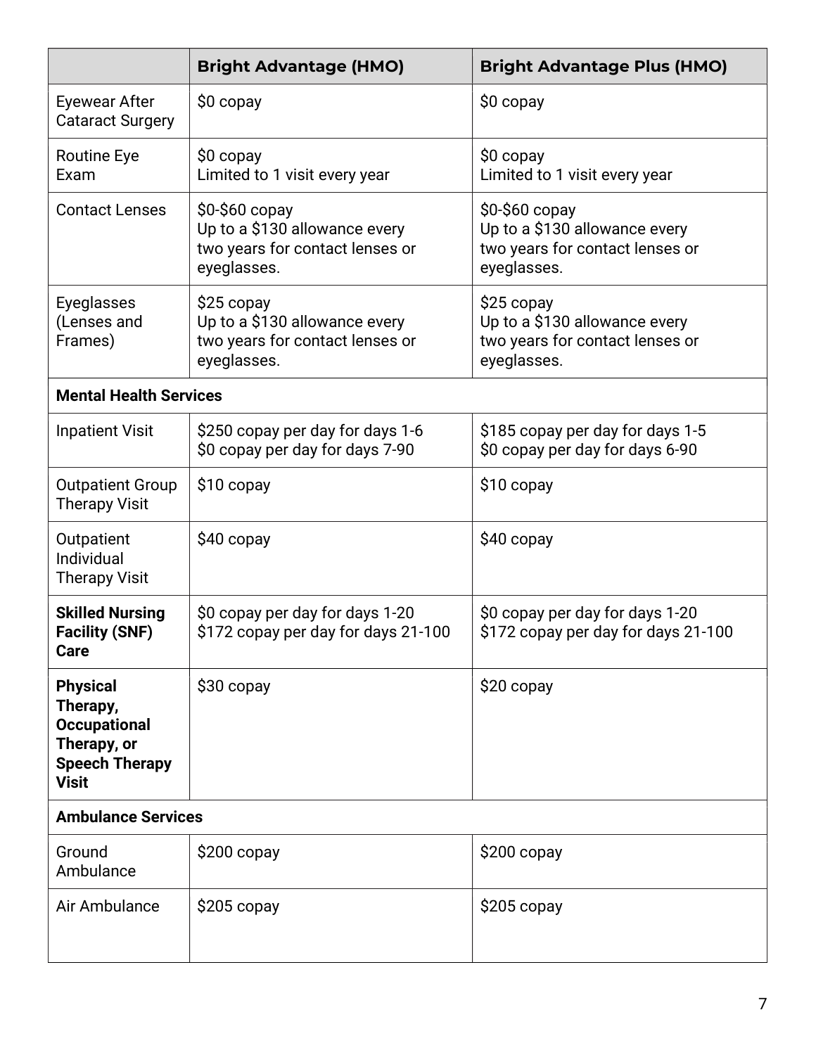| | Bright Advantage (HMO) | Bright Advantage Plus (HMO) |
|---|---|---|
| Eyewear After Cataract Surgery | $0 copay | $0 copay |
| Routine Eye Exam | $0 copay<br>Limited to 1 visit every year | $0 copay<br>Limited to 1 visit every year |
| Contact Lenses | $0-$60 copay<br>Up to a $130 allowance every two years for contact lenses or eyeglasses. | $0-$60 copay<br>Up to a $130 allowance every two years for contact lenses or eyeglasses. |
| Eyeglasses (Lenses and Frames) | $25 copay<br>Up to a $130 allowance every two years for contact lenses or eyeglasses. | $25 copay<br>Up to a $130 allowance every two years for contact lenses or eyeglasses. |
| **Mental Health Services** | | |
| Inpatient Visit | $250 copay per day for days 1-6<br>$0 copay per day for days 7-90 | $185 copay per day for days 1-5<br>$0 copay per day for days 6-90 |
| Outpatient Group Therapy Visit | $10 copay | $10 copay |
| Outpatient Individual Therapy Visit | $40 copay | $40 copay |
| **Skilled Nursing Facility (SNF) Care** | $0 copay per day for days 1-20<br>$172 copay per day for days 21-100 | $0 copay per day for days 1-20<br>$172 copay per day for days 21-100 |
| **Physical Therapy, Occupational Therapy, or Speech Therapy Visit** | $30 copay | $20 copay |
| **Ambulance Services** | | |
| Ground Ambulance | $200 copay | $200 copay |
| Air Ambulance | $205 copay | $205 copay |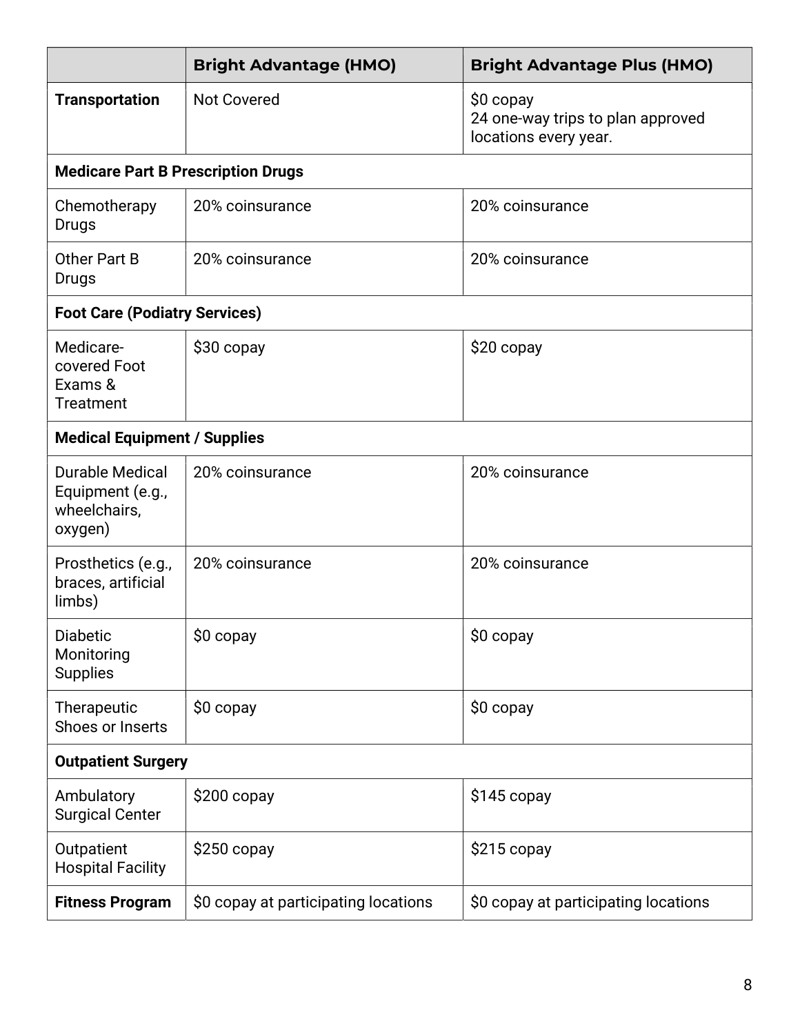| | **Bright Advantage (HMO)** | **Bright Advantage Plus (HMO)** |
|---|---|---|
| **Transportation** | Not Covered | $0 copay<br>24 one-way trips to plan approved locations every year. |
| **Medicare Part B Prescription Drugs** | | |
| Chemotherapy Drugs | 20% coinsurance | 20% coinsurance |
| Other Part B Drugs | 20% coinsurance | 20% coinsurance |
| **Foot Care (Podiatry Services)** | | |
| Medicare-covered Foot Exams & Treatment | $30 copay | $20 copay |
| **Medical Equipment / Supplies** | | |
| Durable Medical Equipment (e.g., wheelchairs, oxygen) | 20% coinsurance | 20% coinsurance |
| Prosthetics (e.g., braces, artificial limbs) | 20% coinsurance | 20% coinsurance |
| Diabetic Monitoring Supplies | $0 copay | $0 copay |
| Therapeutic Shoes or Inserts | $0 copay | $0 copay |
| **Outpatient Surgery** | | |
| Ambulatory Surgical Center | $200 copay | $145 copay |
| Outpatient Hospital Facility | $250 copay | $215 copay |
| **Fitness Program** | $0 copay at participating locations | $0 copay at participating locations |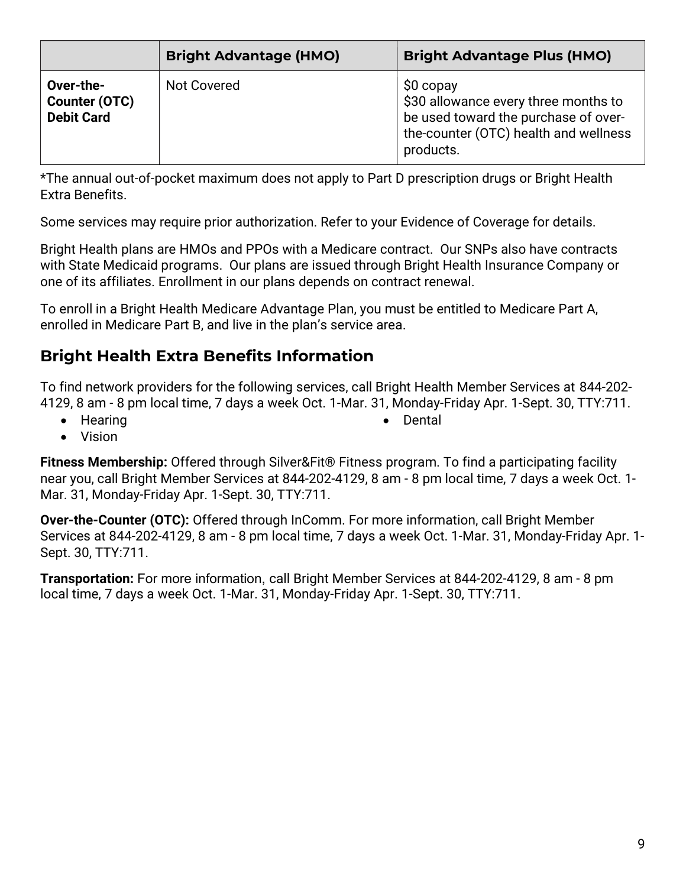| | Bright Advantage (HMO) | Bright Advantage Plus (HMO) |
|---|---|---|
| **Over-the-Counter (OTC) Debit Card** | Not Covered | $0 copay<br>$30 allowance every three months to be used toward the purchase of over-the-counter (OTC) health and wellness products. |

*The annual out-of-pocket maximum does not apply to Part D prescription drugs or Bright Health Extra Benefits.

Some services may require prior authorization. Refer to your Evidence of Coverage for details.

Bright Health plans are HMOs and PPOs with a Medicare contract. Our SNPs also have contracts with State Medicaid programs. Our plans are issued through Bright Health Insurance Company or one of its affiliates. Enrollment in our plans depends on contract renewal.

To enroll in a Bright Health Medicare Advantage Plan, you must be entitled to Medicare Part A, enrolled in Medicare Part B, and live in the plan's service area.

## Bright Health Extra Benefits Information

To find network providers for the following services, call Bright Health Member Services at 844-202-4129, 8 am - 8 pm local time, 7 days a week Oct. 1-Mar. 31, Monday-Friday Apr. 1-Sept. 30, TTY:711.

- Hearing
- Vision
- Dental

**Fitness Membership:** Offered through Silver&Fit® Fitness program. To find a participating facility near you, call Bright Member Services at 844-202-4129, 8 am - 8 pm local time, 7 days a week Oct. 1-Mar. 31, Monday-Friday Apr. 1-Sept. 30, TTY:711.

**Over-the-Counter (OTC):** Offered through InComm. For more information, call Bright Member Services at 844-202-4129, 8 am - 8 pm local time, 7 days a week Oct. 1-Mar. 31, Monday-Friday Apr. 1-Sept. 30, TTY:711.

**Transportation:** For more information, call Bright Member Services at 844-202-4129, 8 am - 8 pm local time, 7 days a week Oct. 1-Mar. 31, Monday-Friday Apr. 1-Sept. 30, TTY:711.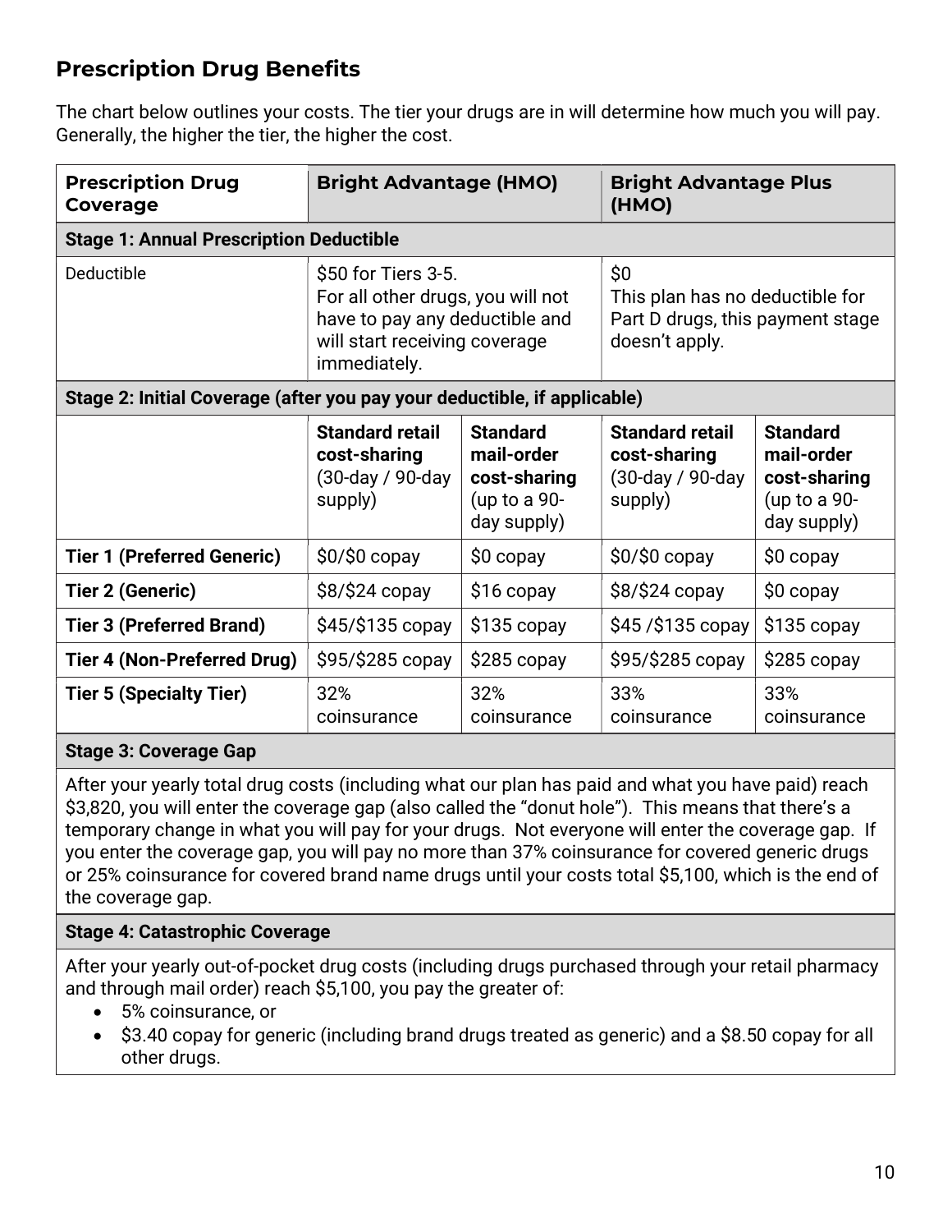## Prescription Drug Benefits

The chart below outlines your costs. The tier your drugs are in will determine how much you will pay. Generally, the higher the tier, the higher the cost.

| Prescription Drug Coverage | Bright Advantage (HMO) | | Bright Advantage Plus (HMO) | |
|---|---|---|---|---|
| **Stage 1: Annual Prescription Deductible** | | | | |
| Deductible | $50 for Tiers 3-5. For all other drugs, you will not have to pay any deductible and will start receiving coverage immediately. | | $0 This plan has no deductible for Part D drugs, this payment stage doesn't apply. | |
| **Stage 2: Initial Coverage (after you pay your deductible, if applicable)** | | | | |
| | **Standard retail cost-sharing** (30-day / 90-day supply) | **Standard mail-order cost-sharing** (up to a 90-day supply) | **Standard retail cost-sharing** (30-day / 90-day supply) | **Standard mail-order cost-sharing** (up to a 90-day supply) |
| **Tier 1 (Preferred Generic)** | $0/$0 copay | $0 copay | $0/$0 copay | $0 copay |
| **Tier 2 (Generic)** | $8/$24 copay | $16 copay | $8/$24 copay | $0 copay |
| **Tier 3 (Preferred Brand)** | $45/$135 copay | $135 copay | $45 /$135 copay | $135 copay |
| **Tier 4 (Non-Preferred Drug)** | $95/$285 copay | $285 copay | $95/$285 copay | $285 copay |
| **Tier 5 (Specialty Tier)** | 32% coinsurance | 32% coinsurance | 33% coinsurance | 33% coinsurance |

**Stage 3: Coverage Gap**

After your yearly total drug costs (including what our plan has paid and what you have paid) reach $3,820, you will enter the coverage gap (also called the "donut hole"). This means that there's a temporary change in what you will pay for your drugs. Not everyone will enter the coverage gap. If you enter the coverage gap, you will pay no more than 37% coinsurance for covered generic drugs or 25% coinsurance for covered brand name drugs until your costs total $5,100, which is the end of the coverage gap.

**Stage 4: Catastrophic Coverage**

After your yearly out-of-pocket drug costs (including drugs purchased through your retail pharmacy and through mail order) reach $5,100, you pay the greater of:

- 5% coinsurance, or
- $3.40 copay for generic (including brand drugs treated as generic) and a $8.50 copay for all other drugs.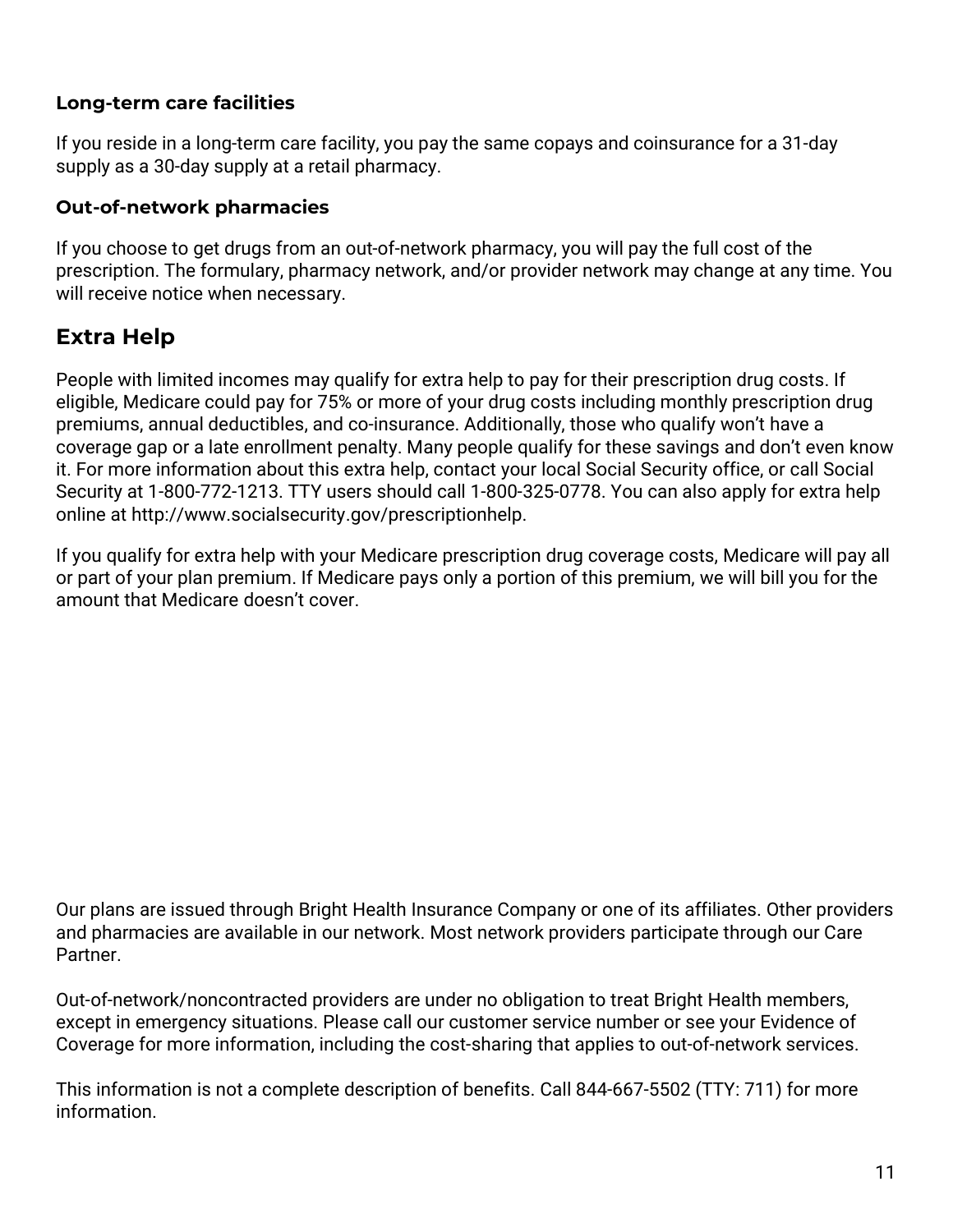### Long-term care facilities

If you reside in a long-term care facility, you pay the same copays and coinsurance for a 31-day supply as a 30-day supply at a retail pharmacy.

### Out-of-network pharmacies

If you choose to get drugs from an out-of-network pharmacy, you will pay the full cost of the prescription. The formulary, pharmacy network, and/or provider network may change at any time. You will receive notice when necessary.

## Extra Help

People with limited incomes may qualify for extra help to pay for their prescription drug costs. If eligible, Medicare could pay for 75% or more of your drug costs including monthly prescription drug premiums, annual deductibles, and co-insurance. Additionally, those who qualify won't have a coverage gap or a late enrollment penalty. Many people qualify for these savings and don't even know it. For more information about this extra help, contact your local Social Security office, or call Social Security at 1-800-772-1213. TTY users should call 1-800-325-0778. You can also apply for extra help online at http://www.socialsecurity.gov/prescriptionhelp.

If you qualify for extra help with your Medicare prescription drug coverage costs, Medicare will pay all or part of your plan premium. If Medicare pays only a portion of this premium, we will bill you for the amount that Medicare doesn't cover.

Our plans are issued through Bright Health Insurance Company or one of its affiliates. Other providers and pharmacies are available in our network. Most network providers participate through our Care Partner.

Out-of-network/noncontracted providers are under no obligation to treat Bright Health members, except in emergency situations. Please call our customer service number or see your Evidence of Coverage for more information, including the cost-sharing that applies to out-of-network services.

This information is not a complete description of benefits. Call 844-667-5502 (TTY: 711) for more information.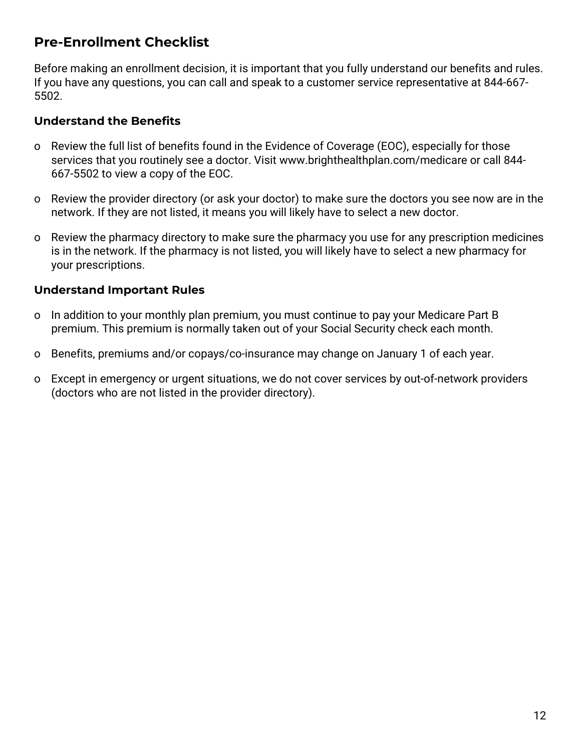## Pre-Enrollment Checklist

Before making an enrollment decision, it is important that you fully understand our benefits and rules. If you have any questions, you can call and speak to a customer service representative at 844-667-5502.

### Understand the Benefits

- Review the full list of benefits found in the Evidence of Coverage (EOC), especially for those services that you routinely see a doctor. Visit www.brighthealthplan.com/medicare or call 844-667-5502 to view a copy of the EOC.
- Review the provider directory (or ask your doctor) to make sure the doctors you see now are in the network. If they are not listed, it means you will likely have to select a new doctor.
- Review the pharmacy directory to make sure the pharmacy you use for any prescription medicines is in the network. If the pharmacy is not listed, you will likely have to select a new pharmacy for your prescriptions.

### Understand Important Rules

- In addition to your monthly plan premium, you must continue to pay your Medicare Part B premium. This premium is normally taken out of your Social Security check each month.
- Benefits, premiums and/or copays/co-insurance may change on January 1 of each year.
- Except in emergency or urgent situations, we do not cover services by out-of-network providers (doctors who are not listed in the provider directory).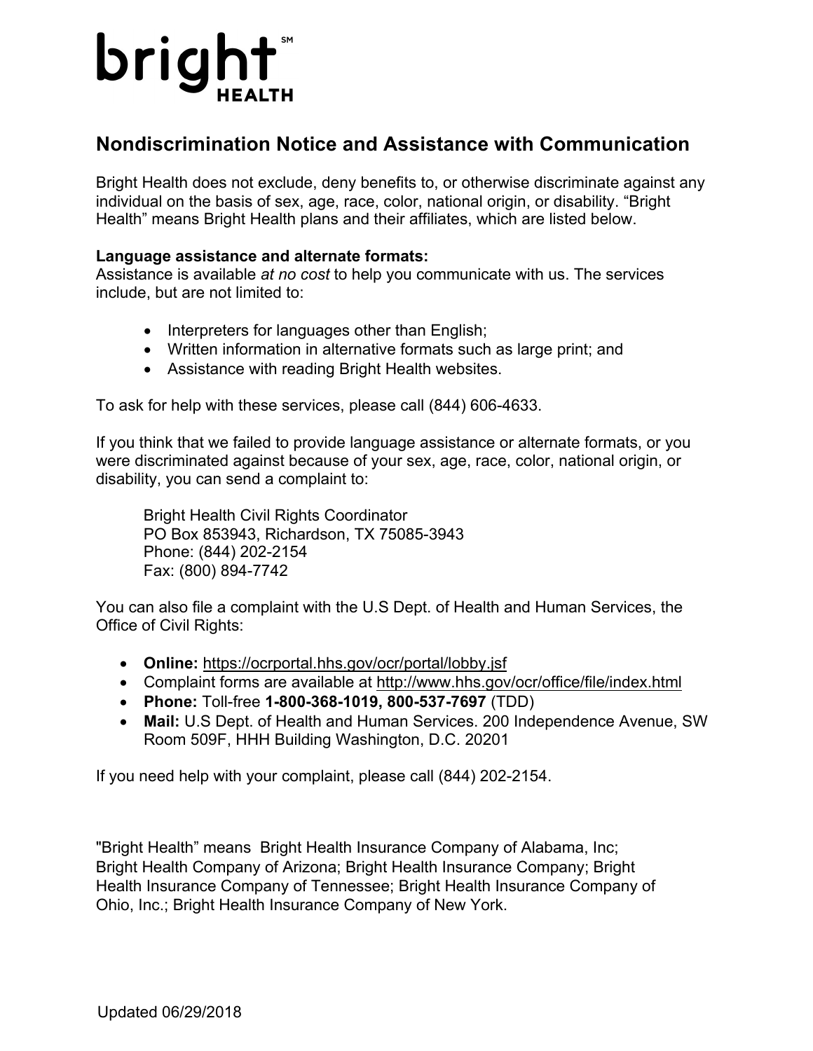bright[SM]
HEALTH

## Nondiscrimination Notice and Assistance with Communication

Bright Health does not exclude, deny benefits to, or otherwise discriminate against any individual on the basis of sex, age, race, color, national origin, or disability. "Bright Health" means Bright Health plans and their affiliates, which are listed below.

**Language assistance and alternate formats:**
Assistance is available *at no cost* to help you communicate with us. The services include, but are not limited to:

- Interpreters for languages other than English;
- Written information in alternative formats such as large print; and
- Assistance with reading Bright Health websites.

To ask for help with these services, please call (844) 606-4633.

If you think that we failed to provide language assistance or alternate formats, or you were discriminated against because of your sex, age, race, color, national origin, or disability, you can send a complaint to:

Bright Health Civil Rights Coordinator
PO Box 853943, Richardson, TX 75085-3943
Phone: (844) 202-2154
Fax: (800) 894-7742

You can also file a complaint with the U.S Dept. of Health and Human Services, the Office of Civil Rights:

- **Online:** https://ocrportal.hhs.gov/ocr/portal/lobby.jsf
- Complaint forms are available at http://www.hhs.gov/ocr/office/file/index.html
- **Phone:** Toll-free **1-800-368-1019, 800-537-7697** (TDD)
- **Mail:** U.S Dept. of Health and Human Services. 200 Independence Avenue, SW Room 509F, HHH Building Washington, D.C. 20201

If you need help with your complaint, please call (844) 202-2154.

"Bright Health" means Bright Health Insurance Company of Alabama, Inc; Bright Health Company of Arizona; Bright Health Insurance Company; Bright Health Insurance Company of Tennessee; Bright Health Insurance Company of Ohio, Inc.; Bright Health Insurance Company of New York.

Updated 06/29/2018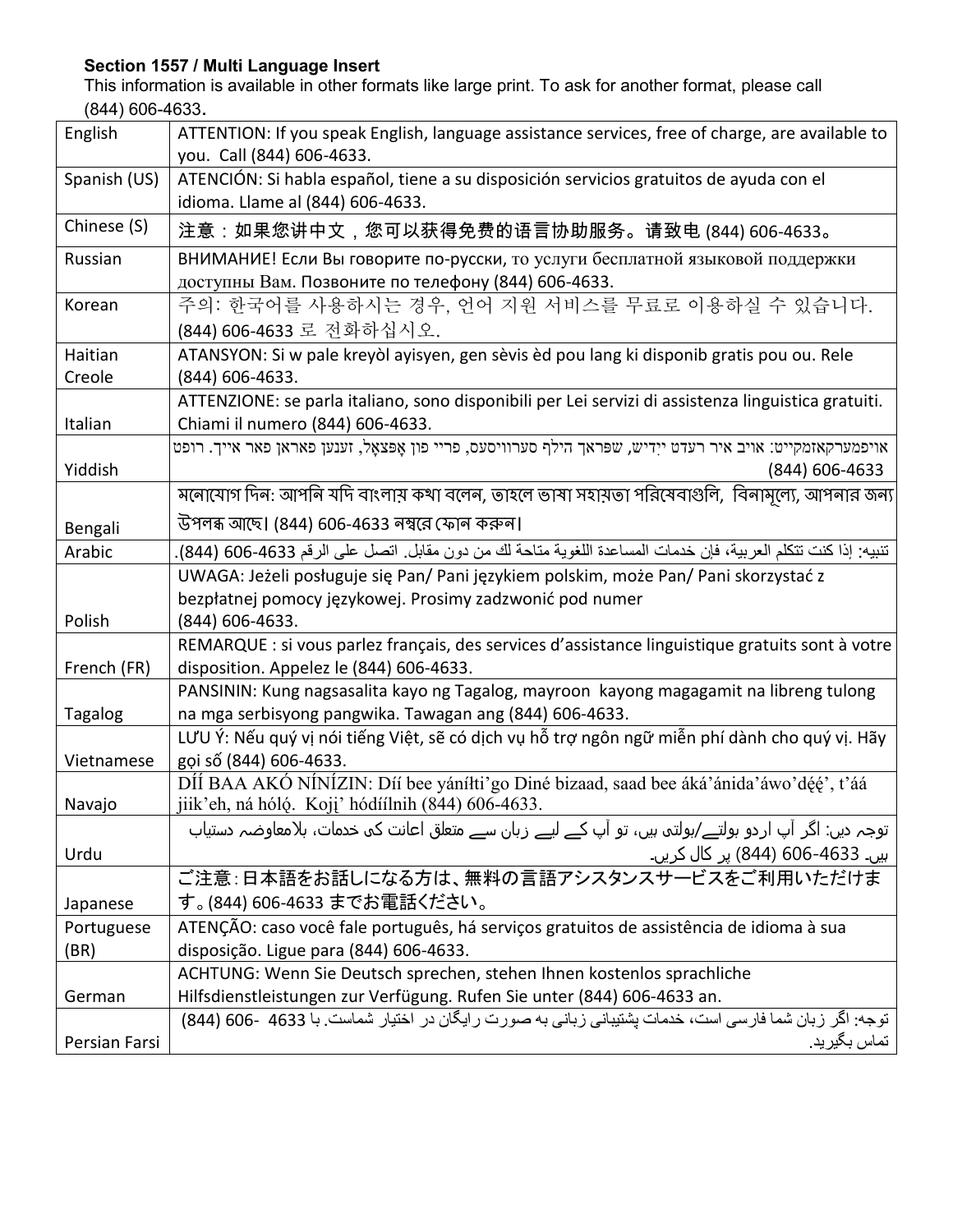**Section 1557 / Multi Language Insert**

This information is available in other formats like large print. To ask for another format, please call (844) 606-4633.

| | |
|---|---|
| English | ATTENTION: If you speak English, language assistance services, free of charge, are available to you. Call (844) 606-4633. |
| Spanish (US) | ATENCIÓN: Si habla español, tiene a su disposición servicios gratuitos de ayuda con el idioma. Llame al (844) 606-4633. |
| Chinese (S) | 注意：如果您讲中文，您可以获得免费的语言协助服务。请致电 (844) 606-4633。 |
| Russian | ВНИМАНИЕ! Если Вы говорите по-русски, то услуги бесплатной языковой поддержки доступны Вам. Позвоните по телефону (844) 606-4633. |
| Korean | 주의: 한국어를 사용하시는 경우, 언어 지원 서비스를 무료로 이용하실 수 있습니다. (844) 606-4633 로 전화하십시오. |
| Haitian Creole | ATANSYON: Si w pale kreyòl ayisyen, gen sèvis èd pou lang ki disponib gratis pou ou. Rele (844) 606-4633. |
| Italian | ATTENZIONE: se parla italiano, sono disponibili per Lei servizi di assistenza linguistica gratuiti. Chiami il numero (844) 606-4633. |
| Yiddish | אויפמערקזאמקייט: אויב איר רעדט יִידיש, שפראך הילף סערוויסעס, פריי פון אָפּצאָל, זענען פאראן פאר אייך. רופט (844) 606-4633 |
| Bengali | মনোযোগ দিন: আপনি যদি বাংলায় কথা বলেন, তাহলে ভাষা সহায়তা পরিষেবাগুলি, বিনামূল্যে, আপনার জন্য উপলব্ধ আছে। (844) 606-4633 নম্বরে ফোন করুন। |
| Arabic | تنبيه: إذا كنت تتكلم العربية، فإن خدمات المساعدة اللغوية متاحة لك من دون مقابل. اتصل على الرقم 4633-606 (844). |
| Polish | UWAGA: Jeżeli posługuje się Pan/ Pani językiem polskim, może Pan/ Pani skorzystać z bezpłatnej pomocy językowej. Prosimy zadzwonić pod numer (844) 606-4633. |
| French (FR) | REMARQUE : si vous parlez français, des services d'assistance linguistique gratuits sont à votre disposition. Appelez le (844) 606-4633. |
| Tagalog | PANSININ: Kung nagsasalita kayo ng Tagalog, mayroon kayong magagamit na libreng tulong na mga serbisyong pangwika. Tawagan ang (844) 606-4633. |
| Vietnamese | LƯU Ý: Nếu quý vị nói tiếng Việt, sẽ có dịch vụ hỗ trợ ngôn ngữ miễn phí dành cho quý vị. Hãy gọi số (844) 606-4633. |
| Navajo | DÍÍ BAA AKÓ NÍNÍZIN: Díí bee yáníłti'go Diné bizaad, saad bee áká'ánída'áwo'dę́ę́', t'áá jiik'eh, ná hóló̜. Kojį' hódíílnih (844) 606-4633. |
| Urdu | توجہ دیں: اگر آپ اردو بولتے/بولتی ہیں، تو آپ کے لیے زبان سے متعلق اعانت کی خدمات، بلامعاوضہ دستیاب ہیں۔ 4633-606 (844) پر کال کریں۔ |
| Japanese | ご注意：日本語をお話しになる方は、無料の言語アシスタンスサービスをご利用いただけます。(844) 606-4633 までお電話ください。 |
| Portuguese (BR) | ATENÇÃO: caso você fale português, há serviços gratuitos de assistência de idioma à sua disposição. Ligue para (844) 606-4633. |
| German | ACHTUNG: Wenn Sie Deutsch sprechen, stehen Ihnen kostenlos sprachliche Hilfsdienstleistungen zur Verfügung. Rufen Sie unter (844) 606-4633 an. |
| Persian Farsi | توجه: اگر زبان شما فارسی است، خدمات پشتیبانی زبانی به صورت رایگان در اختیار شماست. با 4633 -606 (844) تماس بگیرید. |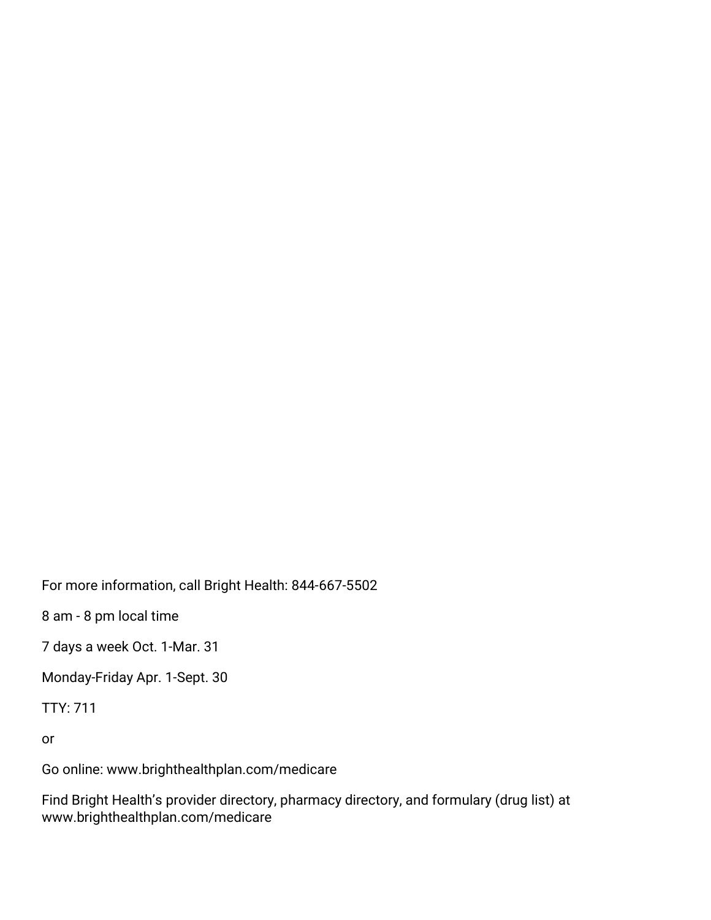For more information, call Bright Health: 844-667-5502

8 am - 8 pm local time

7 days a week Oct. 1-Mar. 31

Monday-Friday Apr. 1-Sept. 30

TTY: 711

or

Go online: www.brighthealthplan.com/medicare

Find Bright Health's provider directory, pharmacy directory, and formulary (drug list) at www.brighthealthplan.com/medicare